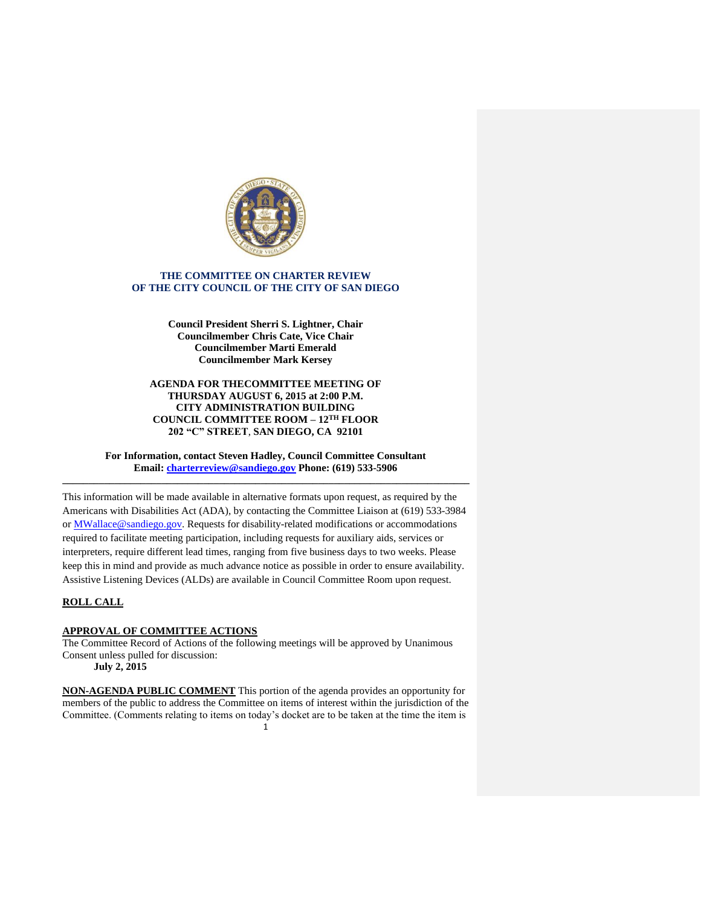**THE COMMITTEE ON CHARTER REVIEW**
**OF THE CITY COUNCIL OF THE CITY OF SAN DIEGO**

**Council President Sherri S. Lightner, Chair**
**Councilmember Chris Cate, Vice Chair**
**Councilmember Marti Emerald**
**Councilmember Mark Kersey**

**AGENDA FOR THECOMMITTEE MEETING OF**
**THURSDAY AUGUST 6, 2015 at 2:00 P.M.**
**CITY ADMINISTRATION BUILDING**
**COUNCIL COMMITTEE ROOM – 12TH FLOOR**
**202 "C" STREET, SAN DIEGO, CA 92101**

**For Information, contact Steven Hadley, Council Committee Consultant**
**Email: charterreview@sandiego.gov Phone: (619) 533-5906**

---

This information will be made available in alternative formats upon request, as required by the Americans with Disabilities Act (ADA), by contacting the Committee Liaison at (619) 533-3984 or MWallace@sandiego.gov. Requests for disability-related modifications or accommodations required to facilitate meeting participation, including requests for auxiliary aids, services or interpreters, require different lead times, ranging from five business days to two weeks. Please keep this in mind and provide as much advance notice as possible in order to ensure availability. Assistive Listening Devices (ALDs) are available in Council Committee Room upon request.

**ROLL CALL**

**APPROVAL OF COMMITTEE ACTIONS**
The Committee Record of Actions of the following meetings will be approved by Unanimous Consent unless pulled for discussion:
**July 2, 2015**

**NON-AGENDA PUBLIC COMMENT** This portion of the agenda provides an opportunity for members of the public to address the Committee on items of interest within the jurisdiction of the Committee. (Comments relating to items on today's docket are to be taken at the time the item is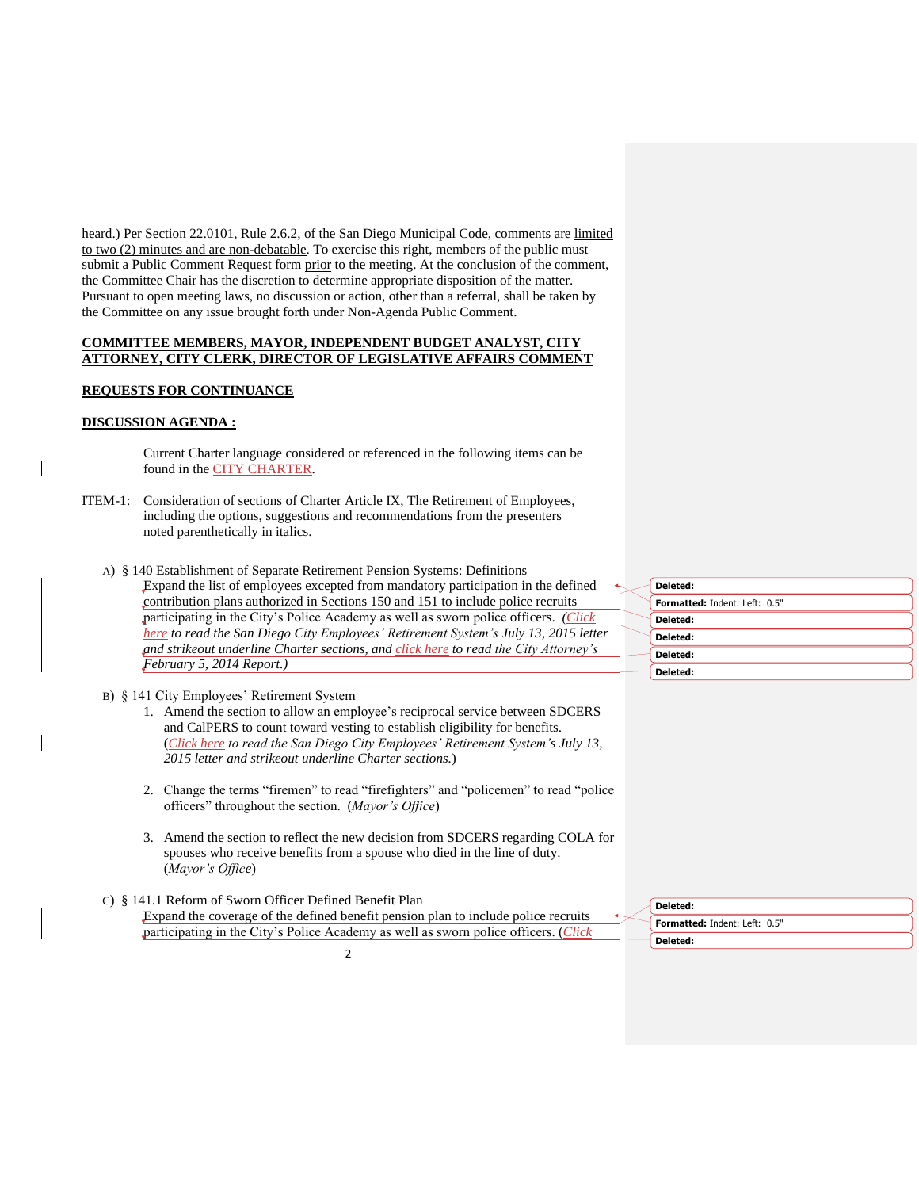heard.) Per Section 22.0101, Rule 2.6.2, of the San Diego Municipal Code, comments are limited to two (2) minutes and are non-debatable. To exercise this right, members of the public must submit a Public Comment Request form prior to the meeting. At the conclusion of the comment, the Committee Chair has the discretion to determine appropriate disposition of the matter. Pursuant to open meeting laws, no discussion or action, other than a referral, shall be taken by the Committee on any issue brought forth under Non-Agenda Public Comment.

**COMMITTEE MEMBERS, MAYOR, INDEPENDENT BUDGET ANALYST, CITY ATTORNEY, CITY CLERK, DIRECTOR OF LEGISLATIVE AFFAIRS COMMENT**

**REQUESTS FOR CONTINUANCE**

**DISCUSSION AGENDA :**

Current Charter language considered or referenced in the following items can be found in the CITY CHARTER.

ITEM-1: Consideration of sections of Charter Article IX, The Retirement of Employees, including the options, suggestions and recommendations from the presenters noted parenthetically in italics.

A) § 140 Establishment of Separate Retirement Pension Systems: Definitions
Expand the list of employees excepted from mandatory participation in the defined contribution plans authorized in Sections 150 and 151 to include police recruits participating in the City's Police Academy as well as sworn police officers. *(Click here to read the San Diego City Employees' Retirement System's July 13, 2015 letter and strikeout underline Charter sections, and click here to read the City Attorney's February 5, 2014 Report.)*

B) § 141 City Employees' Retirement System

1. Amend the section to allow an employee's reciprocal service between SDCERS and CalPERS to count toward vesting to establish eligibility for benefits. (*Click here to read the San Diego City Employees' Retirement System's July 13, 2015 letter and strikeout underline Charter sections.*)

2. Change the terms "firemen" to read "firefighters" and "policemen" to read "police officers" throughout the section. (*Mayor's Office*)

3. Amend the section to reflect the new decision from SDCERS regarding COLA for spouses who receive benefits from a spouse who died in the line of duty. (*Mayor's Office*)

C) § 141.1 Reform of Sworn Officer Defined Benefit Plan
Expand the coverage of the defined benefit pension plan to include police recruits participating in the City's Police Academy as well as sworn police officers. (*Click*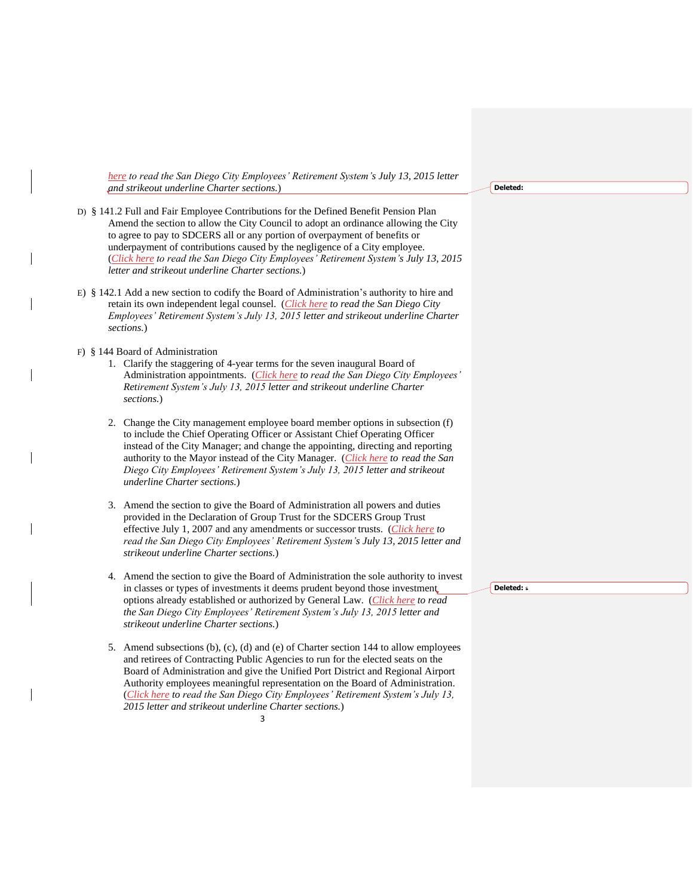*here to read the San Diego City Employees' Retirement System's July 13, 2015 letter and strikeout underline Charter sections.*)

D) § 141.2 Full and Fair Employee Contributions for the Defined Benefit Pension Plan
Amend the section to allow the City Council to adopt an ordinance allowing the City to agree to pay to SDCERS all or any portion of overpayment of benefits or underpayment of contributions caused by the negligence of a City employee. (*Click here to read the San Diego City Employees' Retirement System's July 13, 2015 letter and strikeout underline Charter sections.*)

E) § 142.1 Add a new section to codify the Board of Administration's authority to hire and retain its own independent legal counsel. (*Click here to read the San Diego City Employees' Retirement System's July 13, 2015 letter and strikeout underline Charter sections.*)

F) § 144 Board of Administration

1. Clarify the staggering of 4-year terms for the seven inaugural Board of Administration appointments. (*Click here to read the San Diego City Employees' Retirement System's July 13, 2015 letter and strikeout underline Charter sections.*)

2. Change the City management employee board member options in subsection (f) to include the Chief Operating Officer or Assistant Chief Operating Officer instead of the City Manager; and change the appointing, directing and reporting authority to the Mayor instead of the City Manager. (*Click here to read the San Diego City Employees' Retirement System's July 13, 2015 letter and strikeout underline Charter sections.*)

3. Amend the section to give the Board of Administration all powers and duties provided in the Declaration of Group Trust for the SDCERS Group Trust effective July 1, 2007 and any amendments or successor trusts. (*Click here to read the San Diego City Employees' Retirement System's July 13, 2015 letter and strikeout underline Charter sections.*)

4. Amend the section to give the Board of Administration the sole authority to invest in classes or types of investments it deems prudent beyond those investment options already established or authorized by General Law. (*Click here to read the San Diego City Employees' Retirement System's July 13, 2015 letter and strikeout underline Charter sections.*)

5. Amend subsections (b), (c), (d) and (e) of Charter section 144 to allow employees and retirees of Contracting Public Agencies to run for the elected seats on the Board of Administration and give the Unified Port District and Regional Airport Authority employees meaningful representation on the Board of Administration. (*Click here to read the San Diego City Employees' Retirement System's July 13, 2015 letter and strikeout underline Charter sections.*)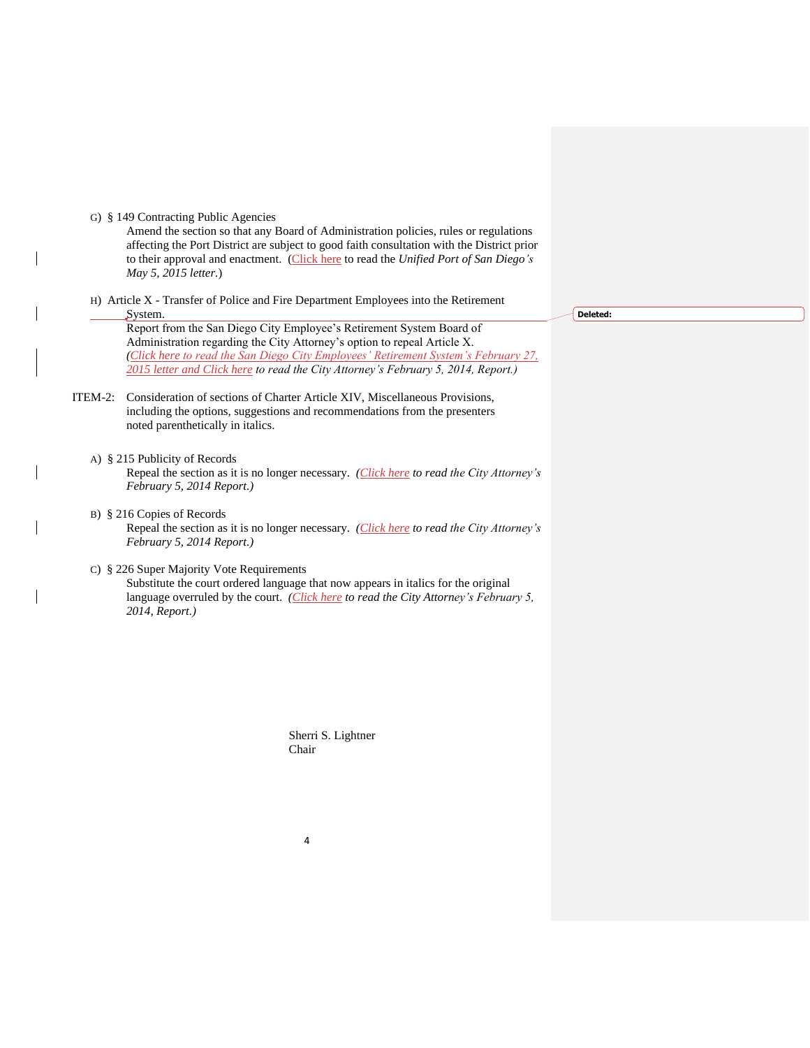G) § 149 Contracting Public Agencies

Amend the section so that any Board of Administration policies, rules or regulations affecting the Port District are subject to good faith consultation with the District prior to their approval and enactment. (Click here to read the *Unified Port of San Diego's May 5, 2015 letter*.)

H) Article X - Transfer of Police and Fire Department Employees into the Retirement System.

Report from the San Diego City Employee's Retirement System Board of Administration regarding the City Attorney's option to repeal Article X. *(Click here to read the San Diego City Employees' Retirement System's February 27, 2015 letter and Click here to read the City Attorney's February 5, 2014, Report.)*

ITEM-2: Consideration of sections of Charter Article XIV, Miscellaneous Provisions, including the options, suggestions and recommendations from the presenters noted parenthetically in italics.

A) § 215 Publicity of Records

Repeal the section as it is no longer necessary. *(Click here to read the City Attorney's February 5, 2014 Report.)*

B) § 216 Copies of Records

Repeal the section as it is no longer necessary. *(Click here to read the City Attorney's February 5, 2014 Report.)*

C) § 226 Super Majority Vote Requirements

Substitute the court ordered language that now appears in italics for the original language overruled by the court. *(Click here to read the City Attorney's February 5, 2014, Report.)*

Sherri S. Lightner
Chair